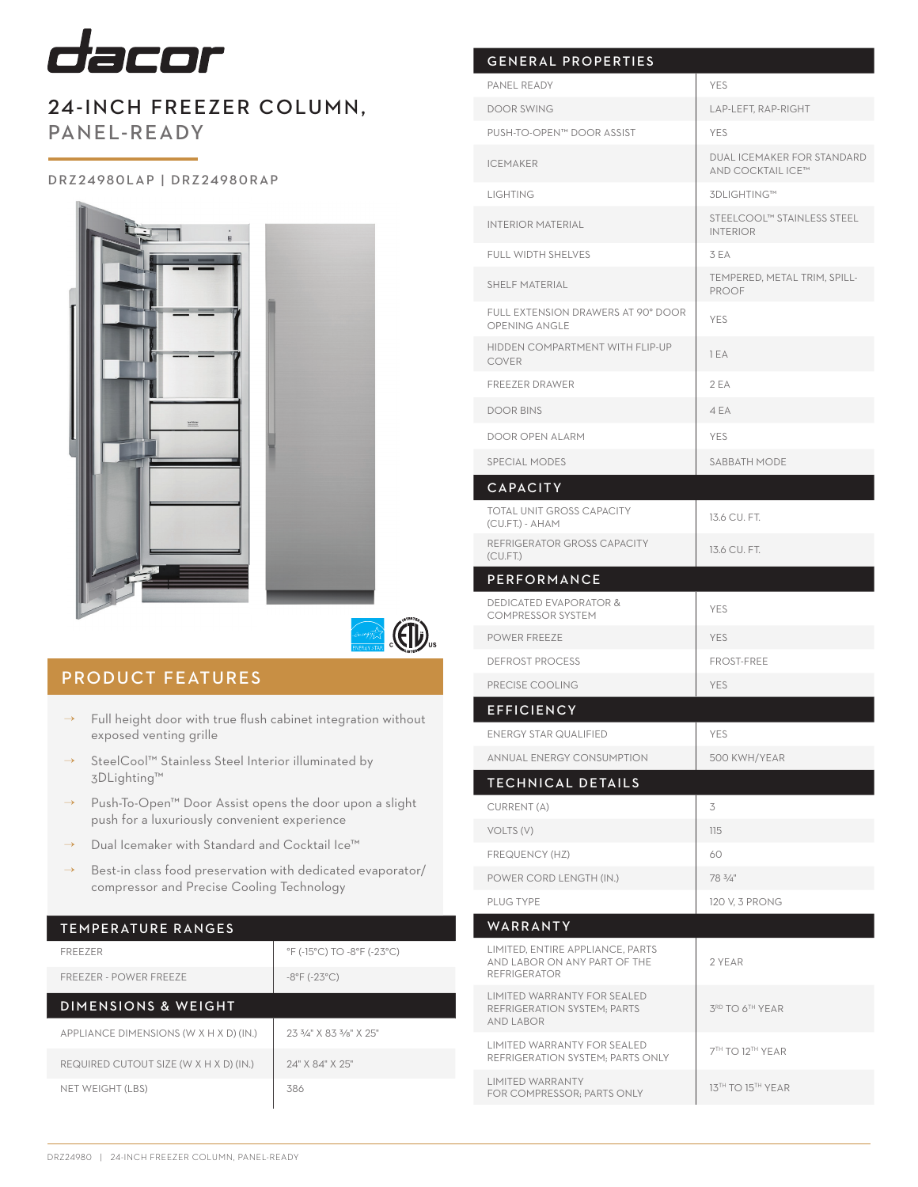# dacor

## 24-INCH FREEZER COLUMN, PANEL-READY

DRZ24980LAP | DRZ24980RAP

## PRODUCT FEATURES

- Full height door with true flush cabinet integration without exposed venting grille
- SteelCool™ Stainless Steel Interior illuminated by 3DLighting™
- Push-To-Open™ Door Assist opens the door upon a slight push for a luxuriously convenient experience
- Dual Icemaker with Standard and Cocktail Ice™
- Best-in class food preservation with dedicated evaporator/compressor and Precise Cooling Technology

| TEMPERATURE RANGES | |
|---|---|
| FREEZER | °F (-15°C) TO -8°F (-23°C) |
| FREEZER - POWER FREEZE | -8°F (-23°C) |

| DIMENSIONS & WEIGHT | |
|---|---|
| APPLIANCE DIMENSIONS (W X H X D) (IN.) | 23 ¾" X 83 ⅜" X 25" |
| REQUIRED CUTOUT SIZE (W X H X D) (IN.) | 24" X 84" X 25" |
| NET WEIGHT (LBS) | 386 |

| GENERAL PROPERTIES | |
|---|---|
| PANEL READY | YES |
| DOOR SWING | LAP-LEFT, RAP-RIGHT |
| PUSH-TO-OPEN™ DOOR ASSIST | YES |
| ICEMAKER | DUAL ICEMAKER FOR STANDARD AND COCKTAIL ICE™ |
| LIGHTING | 3DLIGHTING™ |
| INTERIOR MATERIAL | STEELCOOL™ STAINLESS STEEL INTERIOR |
| FULL WIDTH SHELVES | 3 EA |
| SHELF MATERIAL | TEMPERED, METAL TRIM, SPILL-PROOF |
| FULL EXTENSION DRAWERS AT 90° DOOR OPENING ANGLE | YES |
| HIDDEN COMPARTMENT WITH FLIP-UP COVER | 1 EA |
| FREEZER DRAWER | 2 EA |
| DOOR BINS | 4 EA |
| DOOR OPEN ALARM | YES |
| SPECIAL MODES | SABBATH MODE |

| CAPACITY | |
|---|---|
| TOTAL UNIT GROSS CAPACITY (CU.FT.) - AHAM | 13.6 CU. FT. |
| REFRIGERATOR GROSS CAPACITY (CU.FT.) | 13.6 CU. FT. |

| PERFORMANCE | |
|---|---|
| DEDICATED EVAPORATOR & COMPRESSOR SYSTEM | YES |
| POWER FREEZE | YES |
| DEFROST PROCESS | FROST-FREE |
| PRECISE COOLING | YES |

| EFFICIENCY | |
|---|---|
| ENERGY STAR QUALIFIED | YES |
| ANNUAL ENERGY CONSUMPTION | 500 KWH/YEAR |

| TECHNICAL DETAILS | |
|---|---|
| CURRENT (A) | 3 |
| VOLTS (V) | 115 |
| FREQUENCY (HZ) | 60 |
| POWER CORD LENGTH (IN.) | 78 ¾" |
| PLUG TYPE | 120 V, 3 PRONG |

| WARRANTY | |
|---|---|
| LIMITED, ENTIRE APPLIANCE, PARTS AND LABOR ON ANY PART OF THE REFRIGERATOR | 2 YEAR |
| LIMITED WARRANTY FOR SEALED REFRIGERATION SYSTEM; PARTS AND LABOR | 3RD TO 6TH YEAR |
| LIMITED WARRANTY FOR SEALED REFRIGERATION SYSTEM; PARTS ONLY | 7TH TO 12TH YEAR |
| LIMITED WARRANTY FOR COMPRESSOR; PARTS ONLY | 13TH TO 15TH YEAR |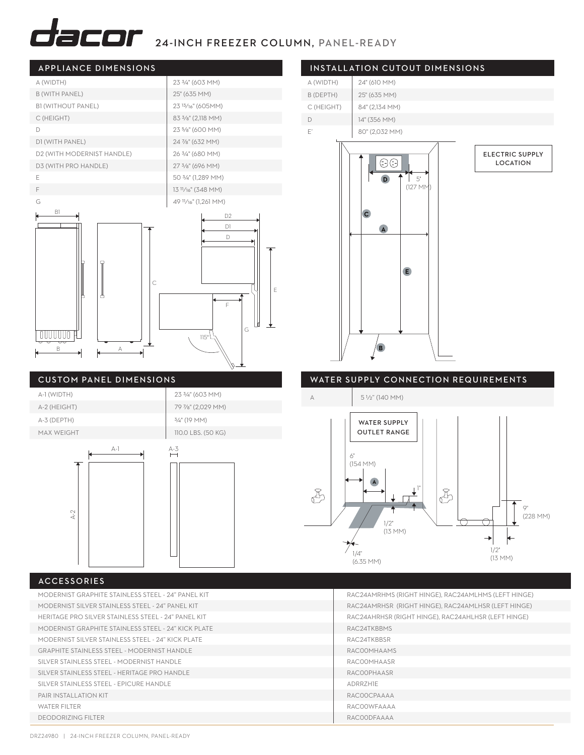# dacor 24-INCH FREEZER COLUMN, PANEL-READY

## APPLIANCE DIMENSIONS

| | |
|---|---|
| A (WIDTH) | 23 ¾" (603 MM) |
| B (WITH PANEL) | 25" (635 MM) |
| B1 (WITHOUT PANEL) | 23 13⁄16" (605MM) |
| C (HEIGHT) | 83 ⅜" (2,118 MM) |
| D | 23 ⅝" (600 MM) |
| D1 (WITH PANEL) | 24 ⅞" (632 MM) |
| D2 (WITH MODERNIST HANDLE) | 26 ¾" (680 MM) |
| D3 (WITH PRO HANDLE) | 27 ⅜" (696 MM) |
| E | 50 ¾" (1,289 MM) |
| F | 13 11⁄16" (348 MM) |
| G | 49 11⁄16" (1,261 MM) |

B1
C
B
A
D2
D1
D
E
F
G
115°

## INSTALLATION CUTOUT DIMENSIONS

| | |
|---|---|
| A (WIDTH) | 24" (610 MM) |
| B (DEPTH) | 25" (635 MM) |
| C (HEIGHT) | 84" (2,134 MM) |
| D | 14" (356 MM) |
| E' | 80" (2,032 MM) |

ELECTRIC SUPPLY LOCATION

D
5" (127 MM)
C
A
E
B

## CUSTOM PANEL DIMENSIONS

| | |
|---|---|
| A-1 (WIDTH) | 23 ¾" (603 MM) |
| A-2 (HEIGHT) | 79 ⅞" (2,029 MM) |
| A-3 (DEPTH) | ¾" (19 MM) |
| MAX WEIGHT | 110.0 LBS. (50 KG) |

A-1
A-3
A-2

## WATER SUPPLY CONNECTION REQUIREMENTS

| | |
|---|---|
| A | 5 ½" (140 MM) |

WATER SUPPLY OUTLET RANGE

6" (154 MM)
A
1"
1/2" (13 MM)
1/4" (6.35 MM)
9" (228 MM)
1/2" (13 MM)

## ACCESSORIES

| | |
|---|---|
| MODERNIST GRAPHITE STAINLESS STEEL - 24" PANEL KIT | RAC24AMRHMS (RIGHT HINGE), RAC24AMLHMS (LEFT HINGE) |
| MODERNIST SILVER STAINLESS STEEL - 24" PANEL KIT | RAC24AMRHSR (RIGHT HINGE), RAC24AMLHSR (LEFT HINGE) |
| HERITAGE PRO SILVER STAINLESS STEEL - 24" PANEL KIT | RAC24AHRHSR (RIGHT HINGE), RAC24AHLHSR (LEFT HINGE) |
| MODERNIST GRAPHITE STAINLESS STEEL - 24" KICK PLATE | RAC24TKBBMS |
| MODERNIST SILVER STAINLESS STEEL - 24" KICK PLATE | RAC24TKBBSR |
| GRAPHITE STAINLESS STEEL - MODERNIST HANDLE | RAC00MHAAMS |
| SILVER STAINLESS STEEL - MODERNIST HANDLE | RAC00MHAASR |
| SILVER STAINLESS STEEL - HERITAGE PRO HANDLE | RAC00PHAASR |
| SILVER STAINLESS STEEL - EPICURE HANDLE | ADRRZH1E |
| PAIR INSTALLATION KIT | RAC00CPAAAA |
| WATER FILTER | RAC00WFAAAA |
| DEODORIZING FILTER | RAC00DFAAAA |

DRZ24980 | 24-INCH FREEZER COLUMN, PANEL-READY